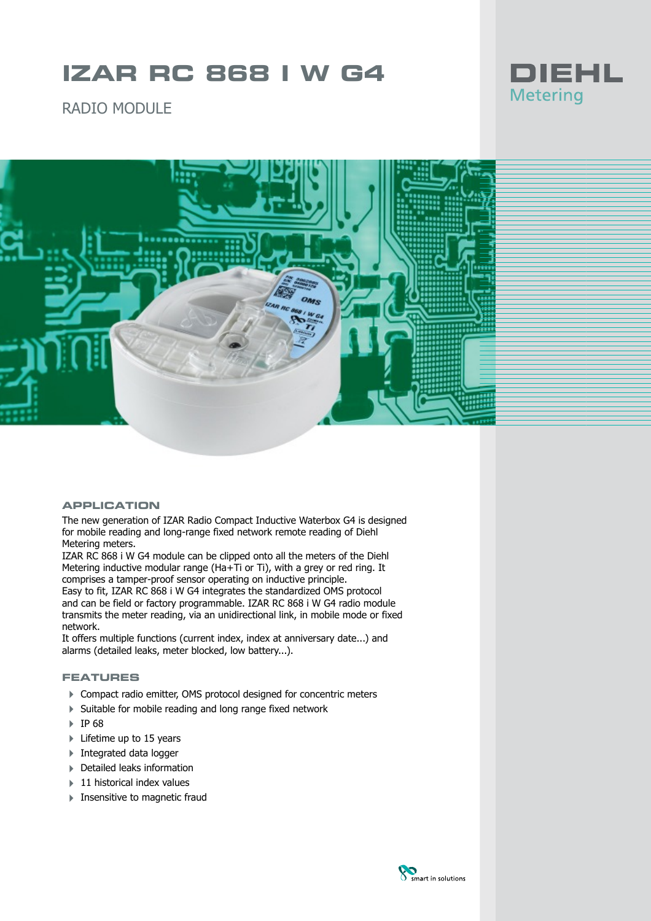# IZAR RC 868 I W G4

RADIO MODULE

DIEHL
Metering

## APPLICATION

The new generation of IZAR Radio Compact Inductive Waterbox G4 is designed for mobile reading and long-range fixed network remote reading of Diehl Metering meters.
IZAR RC 868 i W G4 module can be clipped onto all the meters of the Diehl Metering inductive modular range (Ha+Ti or Ti), with a grey or red ring. It comprises a tamper-proof sensor operating on inductive principle.
Easy to fit, IZAR RC 868 i W G4 integrates the standardized OMS protocol and can be field or factory programmable. IZAR RC 868 i W G4 radio module transmits the meter reading, via an unidirectional link, in mobile mode or fixed network.
It offers multiple functions (current index, index at anniversary date...) and alarms (detailed leaks, meter blocked, low battery...).

## FEATURES

- Compact radio emitter, OMS protocol designed for concentric meters
- Suitable for mobile reading and long range fixed network
- IP 68
- Lifetime up to 15 years
- Integrated data logger
- Detailed leaks information
- 11 historical index values
- Insensitive to magnetic fraud

smart in solutions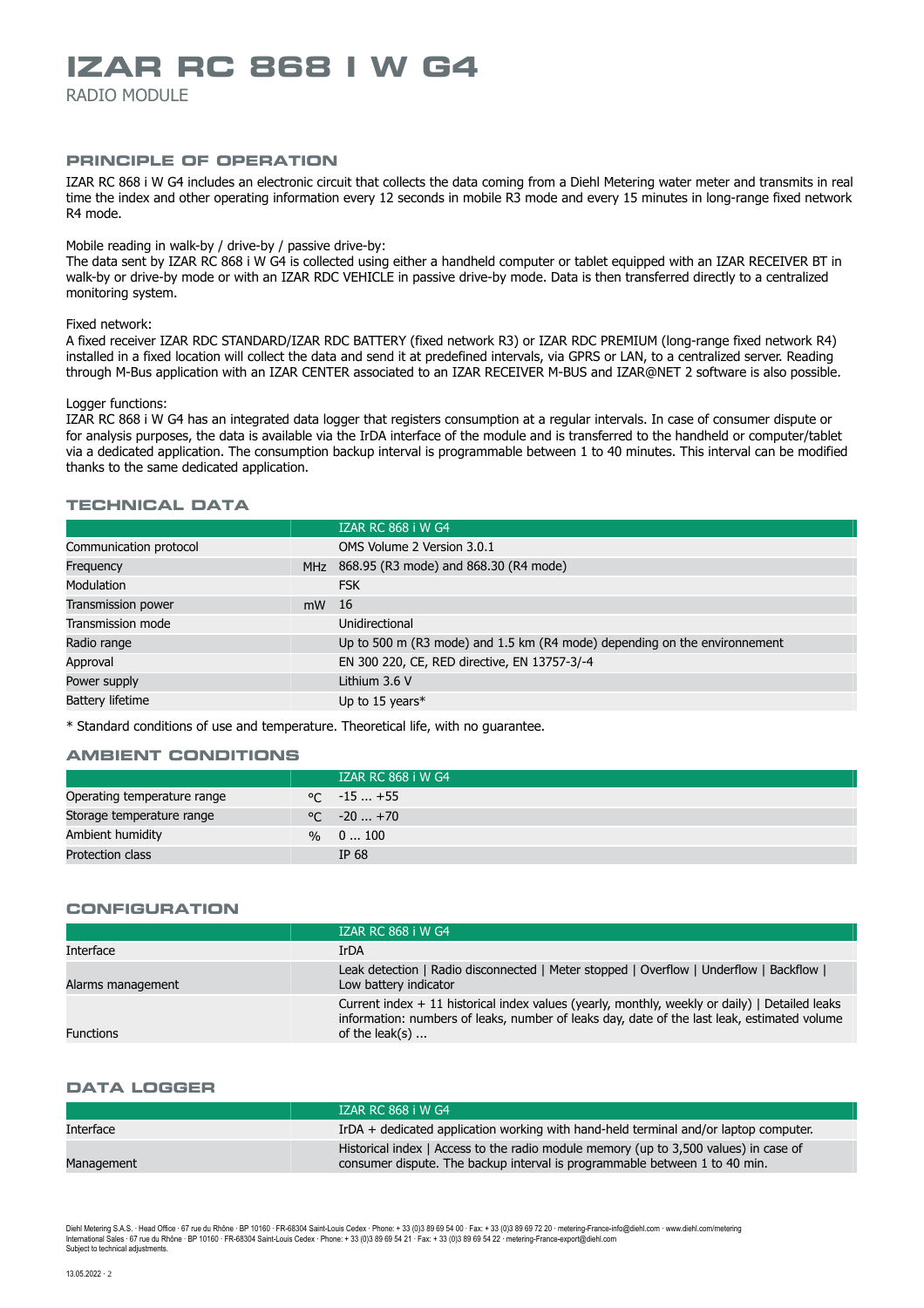# IZAR RC 868 I W G4

RADIO MODULE

## PRINCIPLE OF OPERATION

IZAR RC 868 i W G4 includes an electronic circuit that collects the data coming from a Diehl Metering water meter and transmits in real time the index and other operating information every 12 seconds in mobile R3 mode and every 15 minutes in long-range fixed network R4 mode.

Mobile reading in walk-by / drive-by / passive drive-by:
The data sent by IZAR RC 868 i W G4 is collected using either a handheld computer or tablet equipped with an IZAR RECEIVER BT in walk-by or drive-by mode or with an IZAR RDC VEHICLE in passive drive-by mode. Data is then transferred directly to a centralized monitoring system.

Fixed network:
A fixed receiver IZAR RDC STANDARD/IZAR RDC BATTERY (fixed network R3) or IZAR RDC PREMIUM (long-range fixed network R4) installed in a fixed location will collect the data and send it at predefined intervals, via GPRS or LAN, to a centralized server. Reading through M-Bus application with an IZAR CENTER associated to an IZAR RECEIVER M-BUS and IZAR@NET 2 software is also possible.

Logger functions:
IZAR RC 868 i W G4 has an integrated data logger that registers consumption at a regular intervals. In case of consumer dispute or for analysis purposes, the data is available via the IrDA interface of the module and is transferred to the handheld or computer/tablet via a dedicated application. The consumption backup interval is programmable between 1 to 40 minutes. This interval can be modified thanks to the same dedicated application.

## TECHNICAL DATA

| | | IZAR RC 868 i W G4 |
|---|---|---|
| Communication protocol | | OMS Volume 2 Version 3.0.1 |
| Frequency | MHz | 868.95 (R3 mode) and 868.30 (R4 mode) |
| Modulation | | FSK |
| Transmission power | mW | 16 |
| Transmission mode | | Unidirectional |
| Radio range | | Up to 500 m (R3 mode) and 1.5 km (R4 mode) depending on the environnement |
| Approval | | EN 300 220, CE, RED directive, EN 13757-3/-4 |
| Power supply | | Lithium 3.6 V |
| Battery lifetime | | Up to 15 years* |

* Standard conditions of use and temperature. Theoretical life, with no guarantee.

## AMBIENT CONDITIONS

| | | IZAR RC 868 i W G4 |
|---|---|---|
| Operating temperature range | °C | -15 ... +55 |
| Storage temperature range | °C | -20 ... +70 |
| Ambient humidity | % | 0 ... 100 |
| Protection class | | IP 68 |

## CONFIGURATION

| | IZAR RC 868 i W G4 |
|---|---|
| Interface | IrDA |
| Alarms management | Leak detection \| Radio disconnected \| Meter stopped \| Overflow \| Underflow \| Backflow \| Low battery indicator |
| Functions | Current index + 11 historical index values (yearly, monthly, weekly or daily) \| Detailed leaks information: numbers of leaks, number of leaks day, date of the last leak, estimated volume of the leak(s) ... |

## DATA LOGGER

| | IZAR RC 868 i W G4 |
|---|---|
| Interface | IrDA + dedicated application working with hand-held terminal and/or laptop computer. |
| Management | Historical index \| Access to the radio module memory (up to 3,500 values) in case of consumer dispute. The backup interval is programmable between 1 to 40 min. |

Diehl Metering S.A.S. · Head Office · 67 rue du Rhône · BP 10160 · FR-68304 Saint-Louis Cedex · Phone: + 33 (0)3 89 69 54 00 · Fax: + 33 (0)3 89 69 72 20 · metering-France-info@diehl.com · www.diehl.com/metering
International Sales · 67 rue du Rhône · BP 10160 · FR-68304 Saint-Louis Cedex · Phone: + 33 (0)3 89 69 54 21 · Fax: + 33 (0)3 89 69 54 22 · metering-France-export@diehl.com
Subject to technical adjustments.

13.05.2022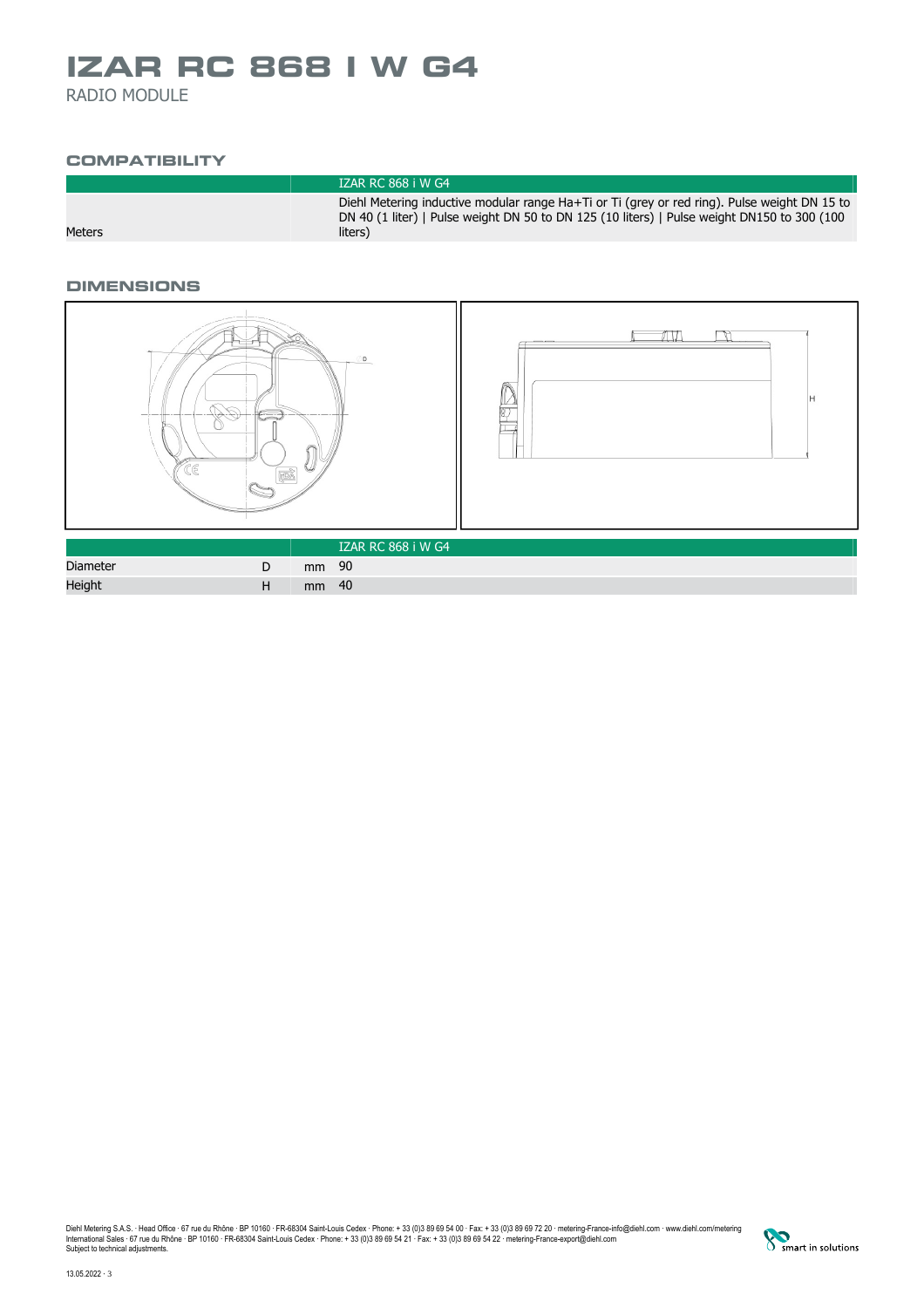# IZAR RC 868 I W G4

RADIO MODULE

## COMPATIBILITY

| | IZAR RC 868 i W G4 |
|---|---|
| Meters | Diehl Metering inductive modular range Ha+Ti or Ti (grey or red ring). Pulse weight DN 15 to DN 40 (1 liter) \| Pulse weight DN 50 to DN 125 (10 liters) \| Pulse weight DN150 to 300 (100 liters) |

## DIMENSIONS

D

H

| | | | IZAR RC 868 i W G4 |
|---|---|---|---|
| Diameter | D | mm | 90 |
| Height | H | mm | 40 |

Diehl Metering S.A.S. · Head Office · 67 rue du Rhône · BP 10160 · FR-68304 Saint-Louis Cedex · Phone: + 33 (0)3 89 69 54 00 · Fax: + 33 (0)3 89 69 72 20 · metering-France-info@diehl.com · www.diehl.com/metering
International Sales · 67 rue du Rhône · BP 10160 · FR-68304 Saint-Louis Cedex · Phone: + 33 (0)3 89 69 54 21 · Fax: + 33 (0)3 89 69 54 22 · metering-France-export@diehl.com
Subject to technical adjustments.

smart in solutions

13.05.2022